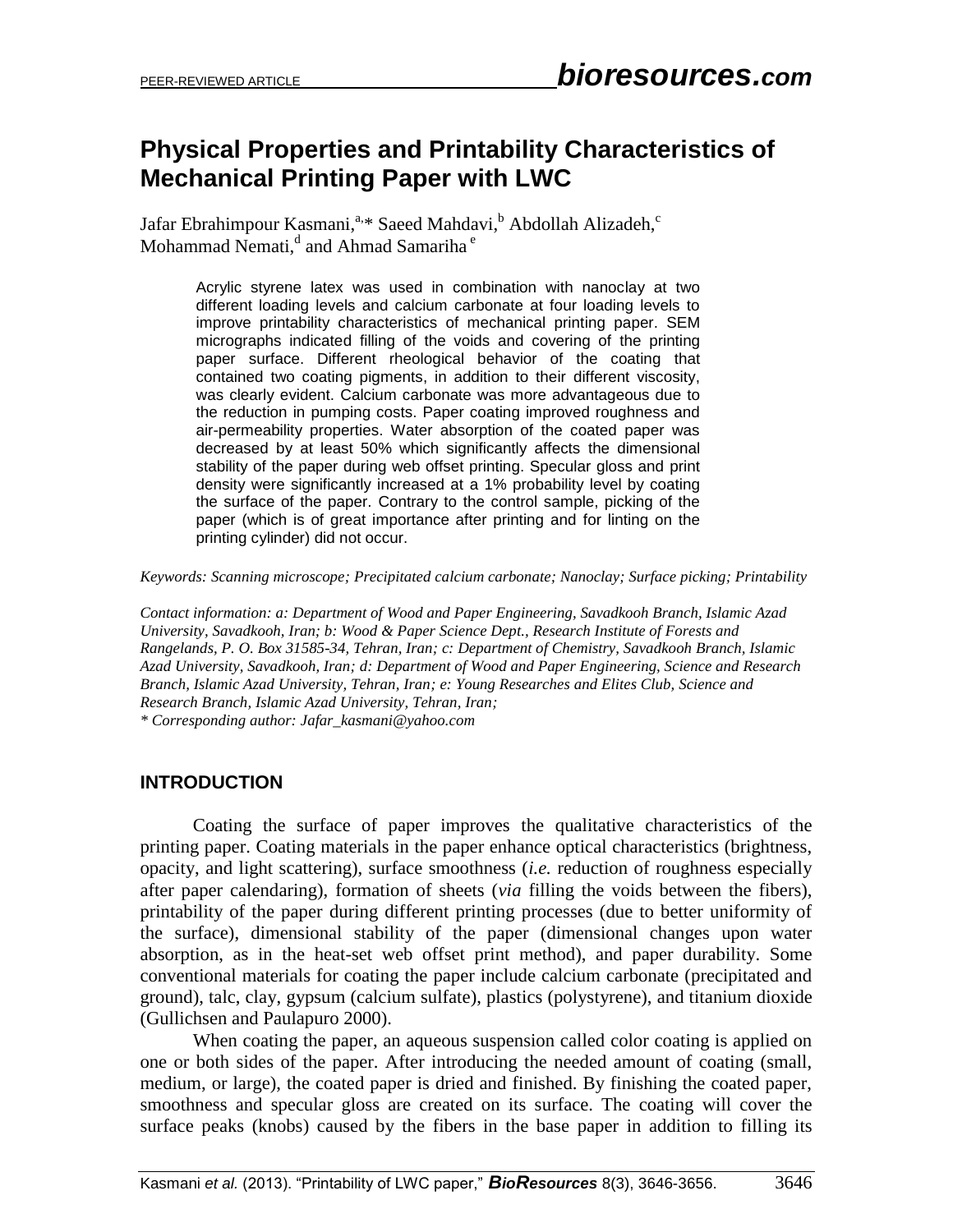# Physical Properties and Printability Characteristics of Mechanical Printing Paper with LWC

Jafar Ebrahimpour Kasmani,[a,]* Saeed Mahdavi,[b] Abdollah Alizadeh,[c] Mohammad Nemati,[d] and Ahmad Samariha [e]

Acrylic styrene latex was used in combination with nanoclay at two different loading levels and calcium carbonate at four loading levels to improve printability characteristics of mechanical printing paper. SEM micrographs indicated filling of the voids and covering of the printing paper surface. Different rheological behavior of the coating that contained two coating pigments, in addition to their different viscosity, was clearly evident. Calcium carbonate was more advantageous due to the reduction in pumping costs. Paper coating improved roughness and air-permeability properties. Water absorption of the coated paper was decreased by at least 50% which significantly affects the dimensional stability of the paper during web offset printing. Specular gloss and print density were significantly increased at a 1% probability level by coating the surface of the paper. Contrary to the control sample, picking of the paper (which is of great importance after printing and for linting on the printing cylinder) did not occur.

*Keywords: Scanning microscope; Precipitated calcium carbonate; Nanoclay; Surface picking; Printability*

*Contact information: a: Department of Wood and Paper Engineering, Savadkooh Branch, Islamic Azad University, Savadkooh, Iran; b: Wood & Paper Science Dept., Research Institute of Forests and Rangelands, P. O. Box 31585-34, Tehran, Iran; c: Department of Chemistry, Savadkooh Branch, Islamic Azad University, Savadkooh, Iran; d: Department of Wood and Paper Engineering, Science and Research Branch, Islamic Azad University, Tehran, Iran; e: Young Researches and Elites Club, Science and Research Branch, Islamic Azad University, Tehran, Iran;*
*\* Corresponding author: Jafar_kasmani@yahoo.com*

## INTRODUCTION

Coating the surface of paper improves the qualitative characteristics of the printing paper. Coating materials in the paper enhance optical characteristics (brightness, opacity, and light scattering), surface smoothness (*i.e.* reduction of roughness especially after paper calendaring), formation of sheets (*via* filling the voids between the fibers), printability of the paper during different printing processes (due to better uniformity of the surface), dimensional stability of the paper (dimensional changes upon water absorption, as in the heat-set web offset print method), and paper durability. Some conventional materials for coating the paper include calcium carbonate (precipitated and ground), talc, clay, gypsum (calcium sulfate), plastics (polystyrene), and titanium dioxide (Gullichsen and Paulapuro 2000).

When coating the paper, an aqueous suspension called color coating is applied on one or both sides of the paper. After introducing the needed amount of coating (small, medium, or large), the coated paper is dried and finished. By finishing the coated paper, smoothness and specular gloss are created on its surface. The coating will cover the surface peaks (knobs) caused by the fibers in the base paper in addition to filling its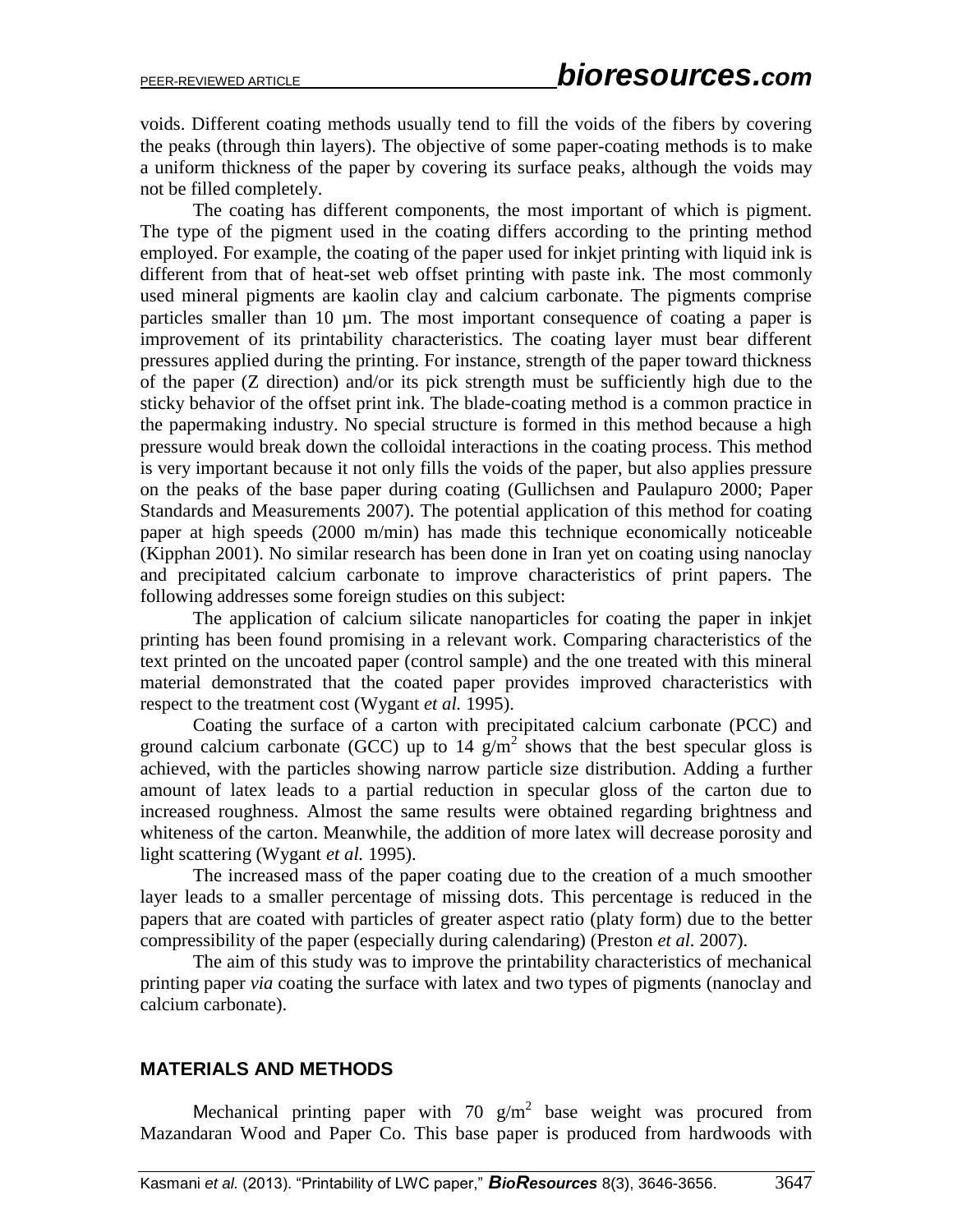voids. Different coating methods usually tend to fill the voids of the fibers by covering the peaks (through thin layers). The objective of some paper-coating methods is to make a uniform thickness of the paper by covering its surface peaks, although the voids may not be filled completely.

The coating has different components, the most important of which is pigment. The type of the pigment used in the coating differs according to the printing method employed. For example, the coating of the paper used for inkjet printing with liquid ink is different from that of heat-set web offset printing with paste ink. The most commonly used mineral pigments are kaolin clay and calcium carbonate. The pigments comprise particles smaller than 10 µm. The most important consequence of coating a paper is improvement of its printability characteristics. The coating layer must bear different pressures applied during the printing. For instance, strength of the paper toward thickness of the paper (Z direction) and/or its pick strength must be sufficiently high due to the sticky behavior of the offset print ink. The blade-coating method is a common practice in the papermaking industry. No special structure is formed in this method because a high pressure would break down the colloidal interactions in the coating process. This method is very important because it not only fills the voids of the paper, but also applies pressure on the peaks of the base paper during coating (Gullichsen and Paulapuro 2000; Paper Standards and Measurements 2007). The potential application of this method for coating paper at high speeds (2000 m/min) has made this technique economically noticeable (Kipphan 2001). No similar research has been done in Iran yet on coating using nanoclay and precipitated calcium carbonate to improve characteristics of print papers. The following addresses some foreign studies on this subject:

The application of calcium silicate nanoparticles for coating the paper in inkjet printing has been found promising in a relevant work. Comparing characteristics of the text printed on the uncoated paper (control sample) and the one treated with this mineral material demonstrated that the coated paper provides improved characteristics with respect to the treatment cost (Wygant *et al.* 1995).

Coating the surface of a carton with precipitated calcium carbonate (PCC) and ground calcium carbonate (GCC) up to 14 $g/m^2$ shows that the best specular gloss is achieved, with the particles showing narrow particle size distribution. Adding a further amount of latex leads to a partial reduction in specular gloss of the carton due to increased roughness. Almost the same results were obtained regarding brightness and whiteness of the carton. Meanwhile, the addition of more latex will decrease porosity and light scattering (Wygant *et al.* 1995).

The increased mass of the paper coating due to the creation of a much smoother layer leads to a smaller percentage of missing dots. This percentage is reduced in the papers that are coated with particles of greater aspect ratio (platy form) due to the better compressibility of the paper (especially during calendaring) (Preston *et al.* 2007).

The aim of this study was to improve the printability characteristics of mechanical printing paper *via* coating the surface with latex and two types of pigments (nanoclay and calcium carbonate).

## MATERIALS AND METHODS

Mechanical printing paper with 70 $g/m^2$ base weight was procured from Mazandaran Wood and Paper Co. This base paper is produced from hardwoods with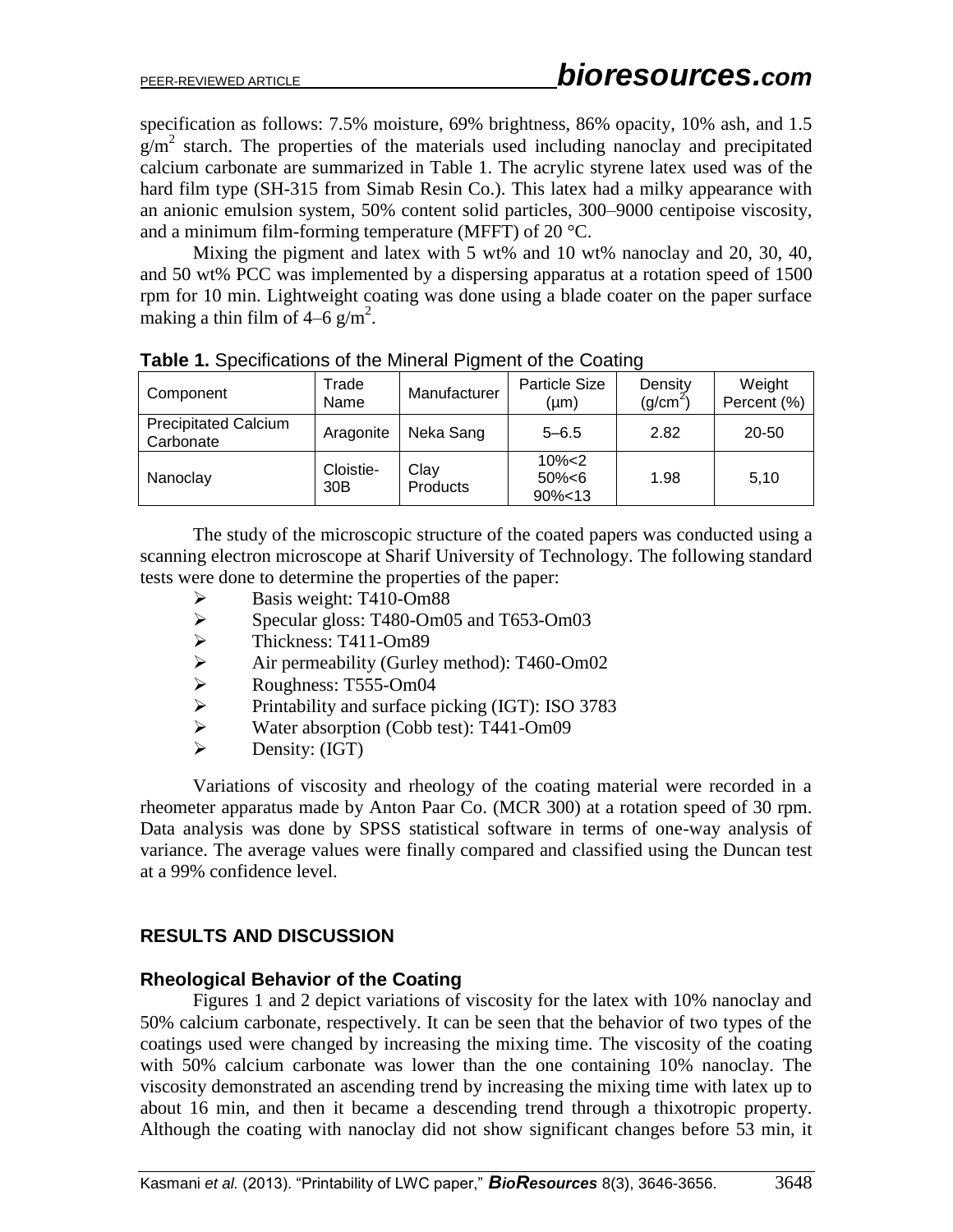specification as follows: 7.5% moisture, 69% brightness, 86% opacity, 10% ash, and 1.5 $g/m^2$ starch. The properties of the materials used including nanoclay and precipitated calcium carbonate are summarized in Table 1. The acrylic styrene latex used was of the hard film type (SH-315 from Simab Resin Co.). This latex had a milky appearance with an anionic emulsion system, 50% content solid particles, 300–9000 centipoise viscosity, and a minimum film-forming temperature (MFFT) of 20 °C.

Mixing the pigment and latex with 5 wt% and 10 wt% nanoclay and 20, 30, 40, and 50 wt% PCC was implemented by a dispersing apparatus at a rotation speed of 1500 rpm for 10 min. Lightweight coating was done using a blade coater on the paper surface making a thin film of 4–6 $g/m^2$.

**Table 1.** Specifications of the Mineral Pigment of the Coating

| Component | Trade Name | Manufacturer | Particle Size (µm) | Density ($g/cm^2$) | Weight Percent (%) |
|---|---|---|---|---|---|
| Precipitated Calcium Carbonate | Aragonite | Neka Sang | 5–6.5 | 2.82 | 20-50 |
| Nanoclay | Cloistie-30B | Clay Products | 10%<2<br>50%<6<br>90%<13 | 1.98 | 5,10 |

The study of the microscopic structure of the coated papers was conducted using a scanning electron microscope at Sharif University of Technology. The following standard tests were done to determine the properties of the paper:

- Basis weight: T410-Om88
- Specular gloss: T480-Om05 and T653-Om03
- Thickness: T411-Om89
- Air permeability (Gurley method): T460-Om02
- Roughness: T555-Om04
- Printability and surface picking (IGT): ISO 3783
- Water absorption (Cobb test): T441-Om09
- Density: (IGT)

Variations of viscosity and rheology of the coating material were recorded in a rheometer apparatus made by Anton Paar Co. (MCR 300) at a rotation speed of 30 rpm. Data analysis was done by SPSS statistical software in terms of one-way analysis of variance. The average values were finally compared and classified using the Duncan test at a 99% confidence level.

## RESULTS AND DISCUSSION

### Rheological Behavior of the Coating

Figures 1 and 2 depict variations of viscosity for the latex with 10% nanoclay and 50% calcium carbonate, respectively. It can be seen that the behavior of two types of the coatings used were changed by increasing the mixing time. The viscosity of the coating with 50% calcium carbonate was lower than the one containing 10% nanoclay. The viscosity demonstrated an ascending trend by increasing the mixing time with latex up to about 16 min, and then it became a descending trend through a thixotropic property. Although the coating with nanoclay did not show significant changes before 53 min, it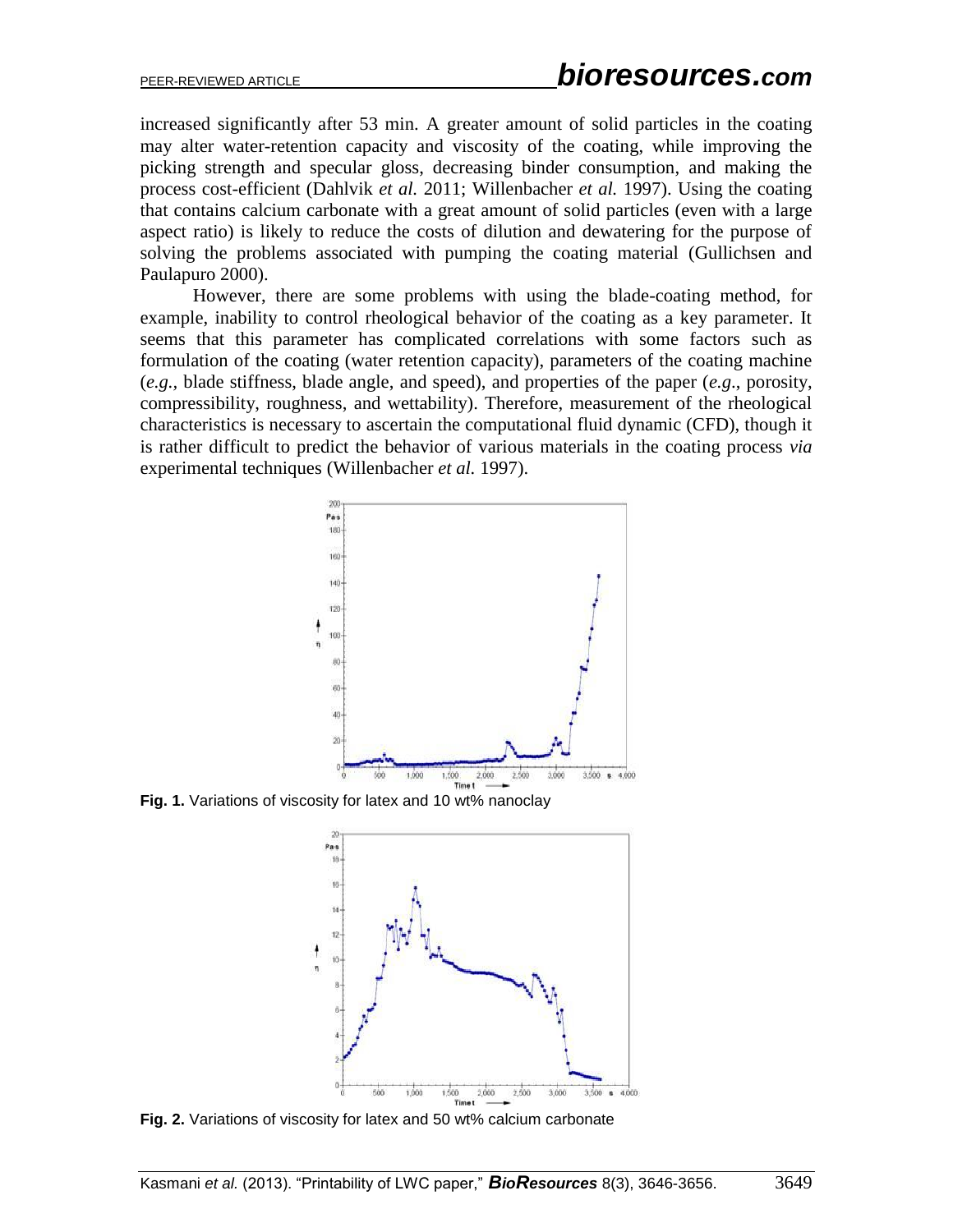increased significantly after 53 min. A greater amount of solid particles in the coating may alter water-retention capacity and viscosity of the coating, while improving the picking strength and specular gloss, decreasing binder consumption, and making the process cost-efficient (Dahlvik *et al.* 2011; Willenbacher *et al.* 1997). Using the coating that contains calcium carbonate with a great amount of solid particles (even with a large aspect ratio) is likely to reduce the costs of dilution and dewatering for the purpose of solving the problems associated with pumping the coating material (Gullichsen and Paulapuro 2000).

However, there are some problems with using the blade-coating method, for example, inability to control rheological behavior of the coating as a key parameter. It seems that this parameter has complicated correlations with some factors such as formulation of the coating (water retention capacity), parameters of the coating machine (*e.g.*, blade stiffness, blade angle, and speed), and properties of the paper (*e.g*., porosity, compressibility, roughness, and wettability). Therefore, measurement of the rheological characteristics is necessary to ascertain the computational fluid dynamic (CFD), though it is rather difficult to predict the behavior of various materials in the coating process *via* experimental techniques (Willenbacher *et al.* 1997).

**Fig. 1.** Variations of viscosity for latex and 10 wt% nanoclay

**Fig. 2.** Variations of viscosity for latex and 50 wt% calcium carbonate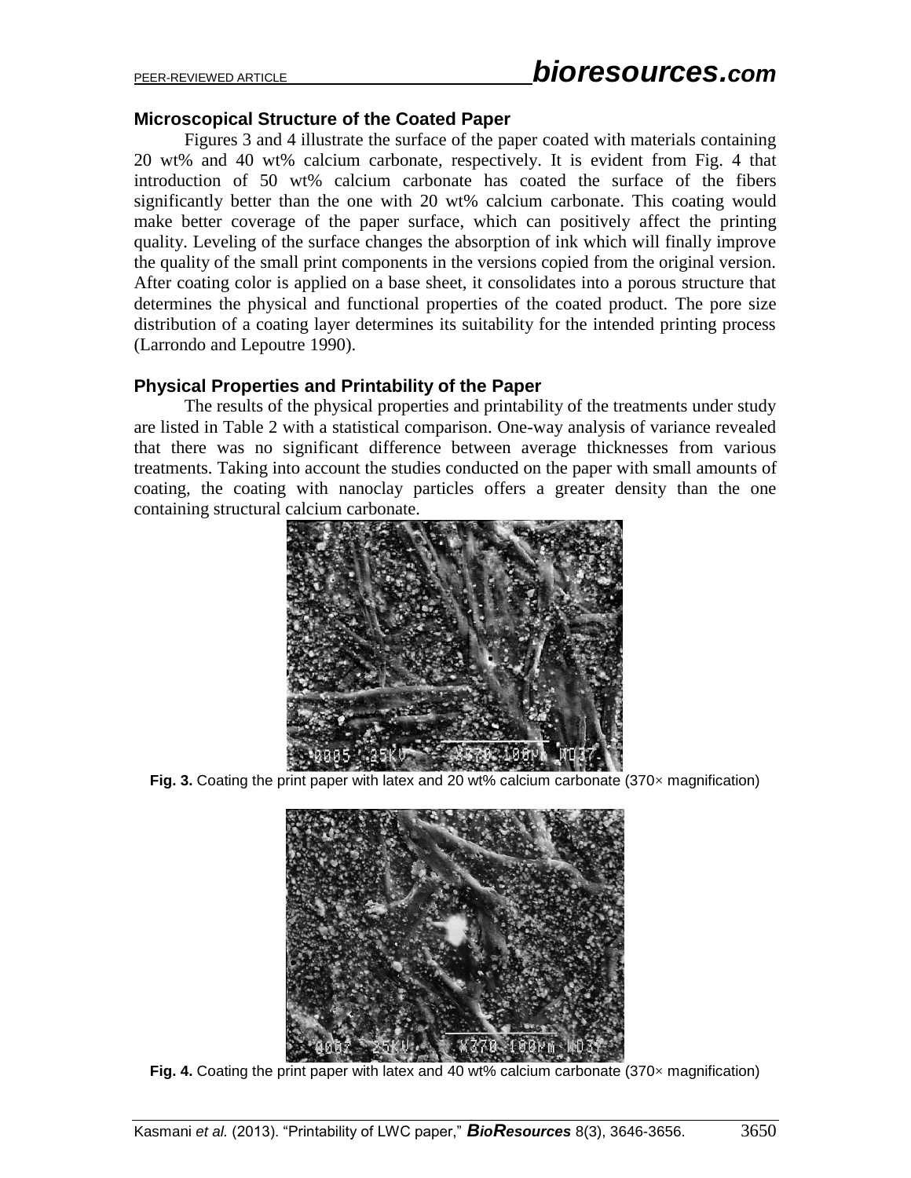### Microscopical Structure of the Coated Paper

Figures 3 and 4 illustrate the surface of the paper coated with materials containing 20 wt% and 40 wt% calcium carbonate, respectively. It is evident from Fig. 4 that introduction of 50 wt% calcium carbonate has coated the surface of the fibers significantly better than the one with 20 wt% calcium carbonate. This coating would make better coverage of the paper surface, which can positively affect the printing quality. Leveling of the surface changes the absorption of ink which will finally improve the quality of the small print components in the versions copied from the original version. After coating color is applied on a base sheet, it consolidates into a porous structure that determines the physical and functional properties of the coated product. The pore size distribution of a coating layer determines its suitability for the intended printing process (Larrondo and Lepoutre 1990).

### Physical Properties and Printability of the Paper

The results of the physical properties and printability of the treatments under study are listed in Table 2 with a statistical comparison. One-way analysis of variance revealed that there was no significant difference between average thicknesses from various treatments. Taking into account the studies conducted on the paper with small amounts of coating, the coating with nanoclay particles offers a greater density than the one containing structural calcium carbonate.

**Fig. 3.** Coating the print paper with latex and 20 wt% calcium carbonate (370× magnification)

**Fig. 4.** Coating the print paper with latex and 40 wt% calcium carbonate (370× magnification)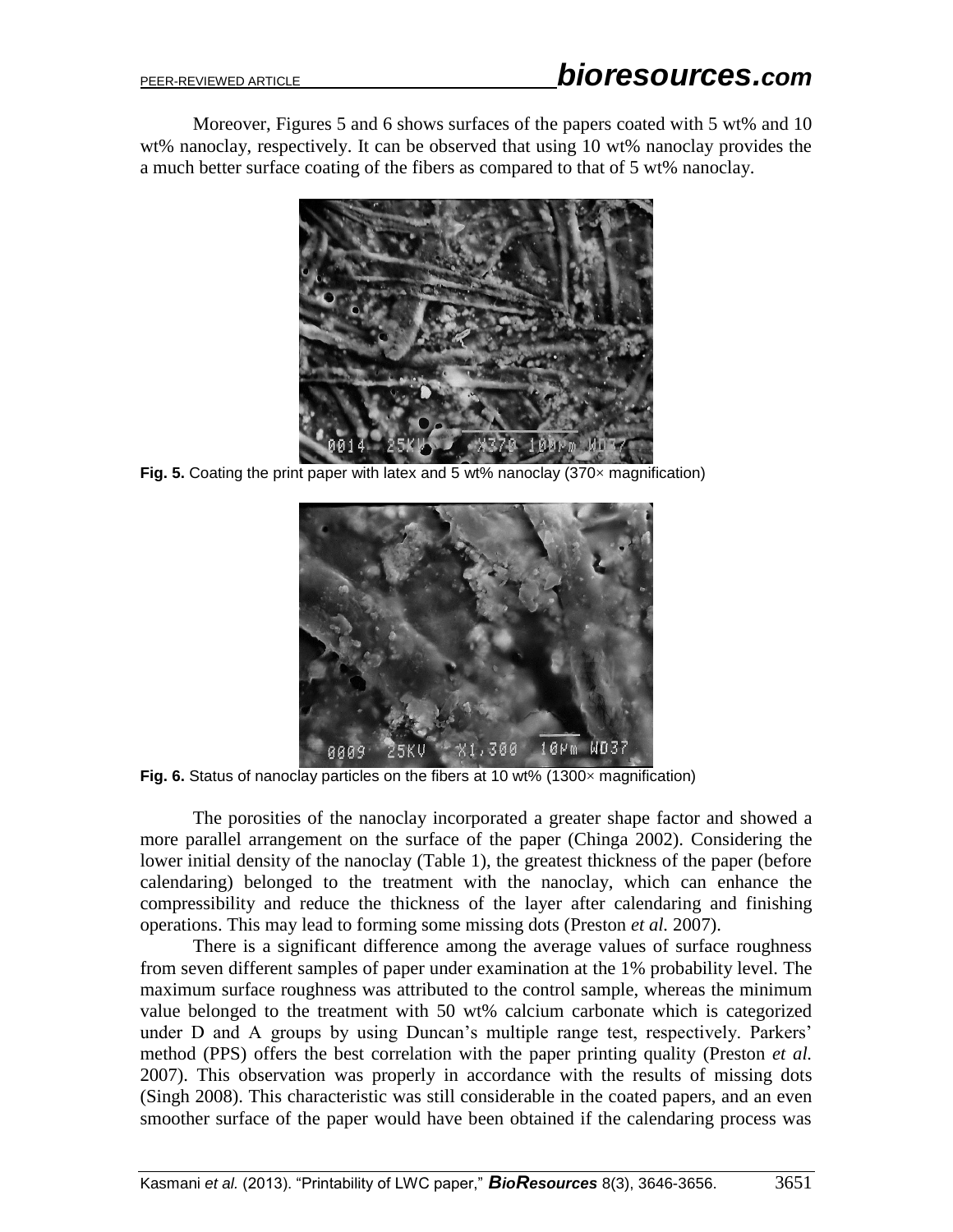Moreover, Figures 5 and 6 shows surfaces of the papers coated with 5 wt% and 10 wt% nanoclay, respectively. It can be observed that using 10 wt% nanoclay provides the a much better surface coating of the fibers as compared to that of 5 wt% nanoclay.

**Fig. 5.** Coating the print paper with latex and 5 wt% nanoclay (370× magnification)

**Fig. 6.** Status of nanoclay particles on the fibers at 10 wt% (1300× magnification)

The porosities of the nanoclay incorporated a greater shape factor and showed a more parallel arrangement on the surface of the paper (Chinga 2002). Considering the lower initial density of the nanoclay (Table 1), the greatest thickness of the paper (before calendaring) belonged to the treatment with the nanoclay, which can enhance the compressibility and reduce the thickness of the layer after calendaring and finishing operations. This may lead to forming some missing dots (Preston *et al.* 2007).

There is a significant difference among the average values of surface roughness from seven different samples of paper under examination at the 1% probability level. The maximum surface roughness was attributed to the control sample, whereas the minimum value belonged to the treatment with 50 wt% calcium carbonate which is categorized under D and A groups by using Duncan's multiple range test, respectively. Parkers' method (PPS) offers the best correlation with the paper printing quality (Preston *et al.* 2007). This observation was properly in accordance with the results of missing dots (Singh 2008). This characteristic was still considerable in the coated papers, and an even smoother surface of the paper would have been obtained if the calendaring process was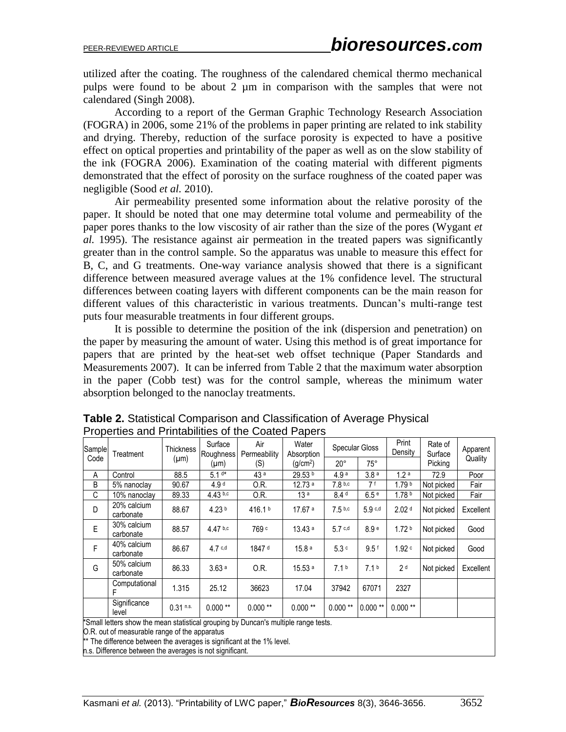utilized after the coating. The roughness of the calendared chemical thermo mechanical pulps were found to be about 2 µm in comparison with the samples that were not calendared (Singh 2008).

According to a report of the German Graphic Technology Research Association (FOGRA) in 2006, some 21% of the problems in paper printing are related to ink stability and drying. Thereby, reduction of the surface porosity is expected to have a positive effect on optical properties and printability of the paper as well as on the slow stability of the ink (FOGRA 2006). Examination of the coating material with different pigments demonstrated that the effect of porosity on the surface roughness of the coated paper was negligible (Sood *et al.* 2010).

Air permeability presented some information about the relative porosity of the paper. It should be noted that one may determine total volume and permeability of the paper pores thanks to the low viscosity of air rather than the size of the pores (Wygant *et al.* 1995). The resistance against air permeation in the treated papers was significantly greater than in the control sample. So the apparatus was unable to measure this effect for B, C, and G treatments. One-way variance analysis showed that there is a significant difference between measured average values at the 1% confidence level. The structural differences between coating layers with different components can be the main reason for different values of this characteristic in various treatments. Duncan's multi-range test puts four measurable treatments in four different groups.

It is possible to determine the position of the ink (dispersion and penetration) on the paper by measuring the amount of water. Using this method is of great importance for papers that are printed by the heat-set web offset technique (Paper Standards and Measurements 2007). It can be inferred from Table 2 that the maximum water absorption in the paper (Cobb test) was for the control sample, whereas the minimum water absorption belonged to the nanoclay treatments.

**Table 2.** Statistical Comparison and Classification of Average Physical Properties and Printabilities of the Coated Papers

| Sample Code | Treatment | Thickness (µm) | Surface Roughness (µm) | Air Permeability (S) | Water Absorption (g/cm²) | Specular Gloss | | Print Density | Rate of Surface Picking | Apparent Quality |
|---|---|---|---|---|---|---|---|---|---|---|
| | | | | | | 20° | 75° | | | |
| A | Control | 88.5 | 5.1 d* | 43 a | 29.53 b | 4.9 a | 3.8 a | 1.2 a | 72.9 | Poor |
| B | 5% nanoclay | 90.67 | 4.9 d | O.R. | 12.73 a | 7.8 b,c | 7 f | 1.79 b | Not picked | Fair |
| C | 10% nanoclay | 89.33 | 4.43 b,c | O.R. | 13 a | 8.4 d | 6.5 e | 1.78 b | Not picked | Fair |
| D | 20% calcium carbonate | 88.67 | 4.23 b | 416.1 b | 17.67 a | 7.5 b,c | 5.9 c,d | 2.02 d | Not picked | Excellent |
| E | 30% calcium carbonate | 88.57 | 4.47 b,c | 769 c | 13.43 a | 5.7 c,d | 8.9 e | 1.72 b | Not picked | Good |
| F | 40% calcium carbonate | 86.67 | 4.7 c,d | 1847 d | 15.8 a | 5.3 c | 9.5 f | 1.92 c | Not picked | Good |
| G | 50% calcium carbonate | 86.33 | 3.63 a | O.R. | 15.53 a | 7.1 b | 7.1 b | 2 d | Not picked | Excellent |
| | Computational F | 1.315 | 25.12 | 36623 | 17.04 | 37942 | 67071 | 2327 | | |
| | Significance level | 0.31 n.s. | 0.000 ** | 0.000 ** | 0.000 ** | 0.000 ** | 0.000 ** | 0.000 ** | | |

*Small letters show the mean statistical grouping by Duncan's multiple range tests.
O.R. out of measurable range of the apparatus
** The difference between the averages is significant at the 1% level.
n.s. Difference between the averages is not significant.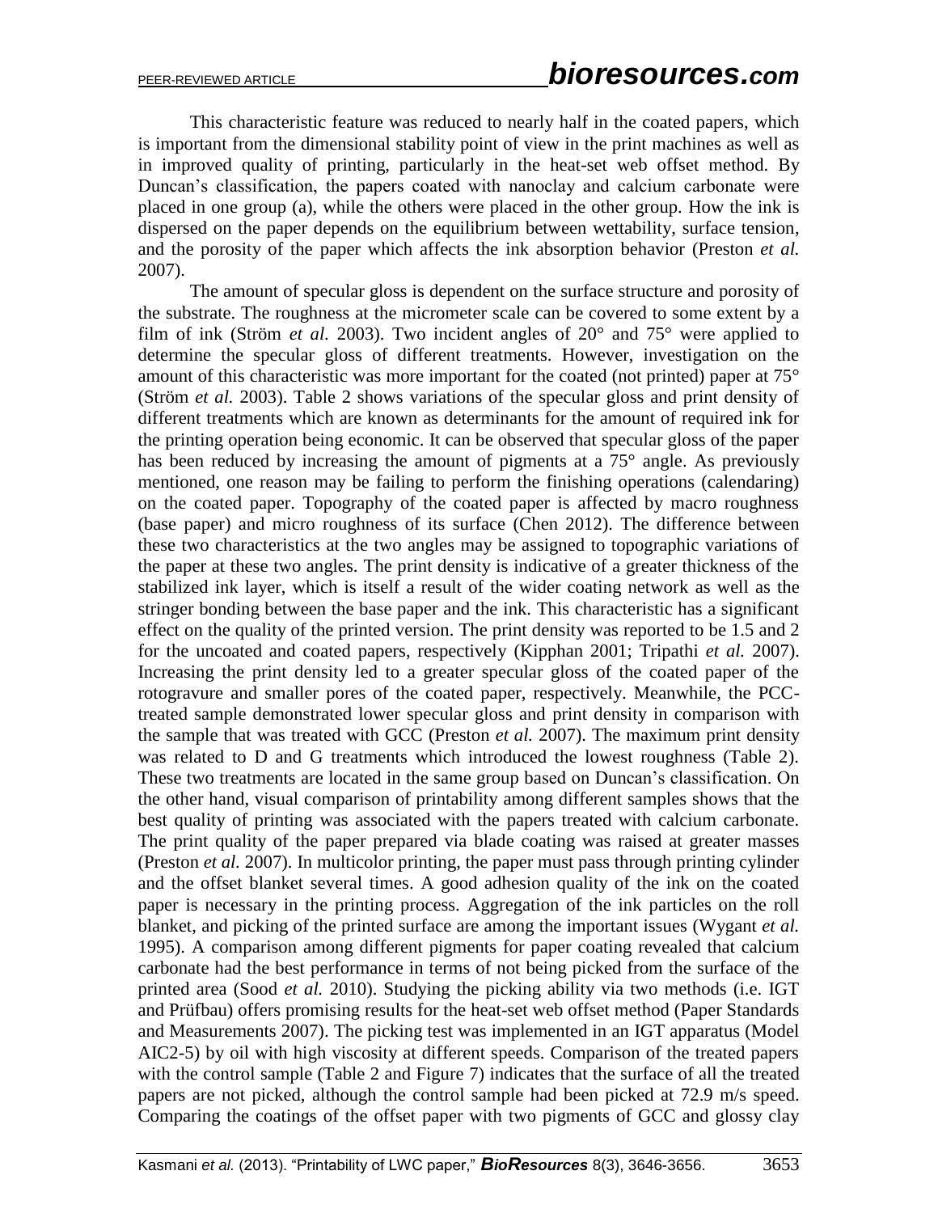This characteristic feature was reduced to nearly half in the coated papers, which is important from the dimensional stability point of view in the print machines as well as in improved quality of printing, particularly in the heat-set web offset method. By Duncan's classification, the papers coated with nanoclay and calcium carbonate were placed in one group (a), while the others were placed in the other group. How the ink is dispersed on the paper depends on the equilibrium between wettability, surface tension, and the porosity of the paper which affects the ink absorption behavior (Preston *et al.* 2007).

The amount of specular gloss is dependent on the surface structure and porosity of the substrate. The roughness at the micrometer scale can be covered to some extent by a film of ink (Ström *et al.* 2003). Two incident angles of 20° and 75° were applied to determine the specular gloss of different treatments. However, investigation on the amount of this characteristic was more important for the coated (not printed) paper at 75° (Ström *et al.* 2003). Table 2 shows variations of the specular gloss and print density of different treatments which are known as determinants for the amount of required ink for the printing operation being economic. It can be observed that specular gloss of the paper has been reduced by increasing the amount of pigments at a 75° angle. As previously mentioned, one reason may be failing to perform the finishing operations (calendaring) on the coated paper. Topography of the coated paper is affected by macro roughness (base paper) and micro roughness of its surface (Chen 2012). The difference between these two characteristics at the two angles may be assigned to topographic variations of the paper at these two angles. The print density is indicative of a greater thickness of the stabilized ink layer, which is itself a result of the wider coating network as well as the stringer bonding between the base paper and the ink. This characteristic has a significant effect on the quality of the printed version. The print density was reported to be 1.5 and 2 for the uncoated and coated papers, respectively (Kipphan 2001; Tripathi *et al.* 2007). Increasing the print density led to a greater specular gloss of the coated paper of the rotogravure and smaller pores of the coated paper, respectively. Meanwhile, the PCC-treated sample demonstrated lower specular gloss and print density in comparison with the sample that was treated with GCC (Preston *et al.* 2007). The maximum print density was related to D and G treatments which introduced the lowest roughness (Table 2). These two treatments are located in the same group based on Duncan's classification. On the other hand, visual comparison of printability among different samples shows that the best quality of printing was associated with the papers treated with calcium carbonate. The print quality of the paper prepared via blade coating was raised at greater masses (Preston *et al.* 2007). In multicolor printing, the paper must pass through printing cylinder and the offset blanket several times. A good adhesion quality of the ink on the coated paper is necessary in the printing process. Aggregation of the ink particles on the roll blanket, and picking of the printed surface are among the important issues (Wygant *et al.* 1995). A comparison among different pigments for paper coating revealed that calcium carbonate had the best performance in terms of not being picked from the surface of the printed area (Sood *et al.* 2010). Studying the picking ability via two methods (i.e. IGT and Prüfbau) offers promising results for the heat-set web offset method (Paper Standards and Measurements 2007). The picking test was implemented in an IGT apparatus (Model AIC2-5) by oil with high viscosity at different speeds. Comparison of the treated papers with the control sample (Table 2 and Figure 7) indicates that the surface of all the treated papers are not picked, although the control sample had been picked at 72.9 m/s speed. Comparing the coatings of the offset paper with two pigments of GCC and glossy clay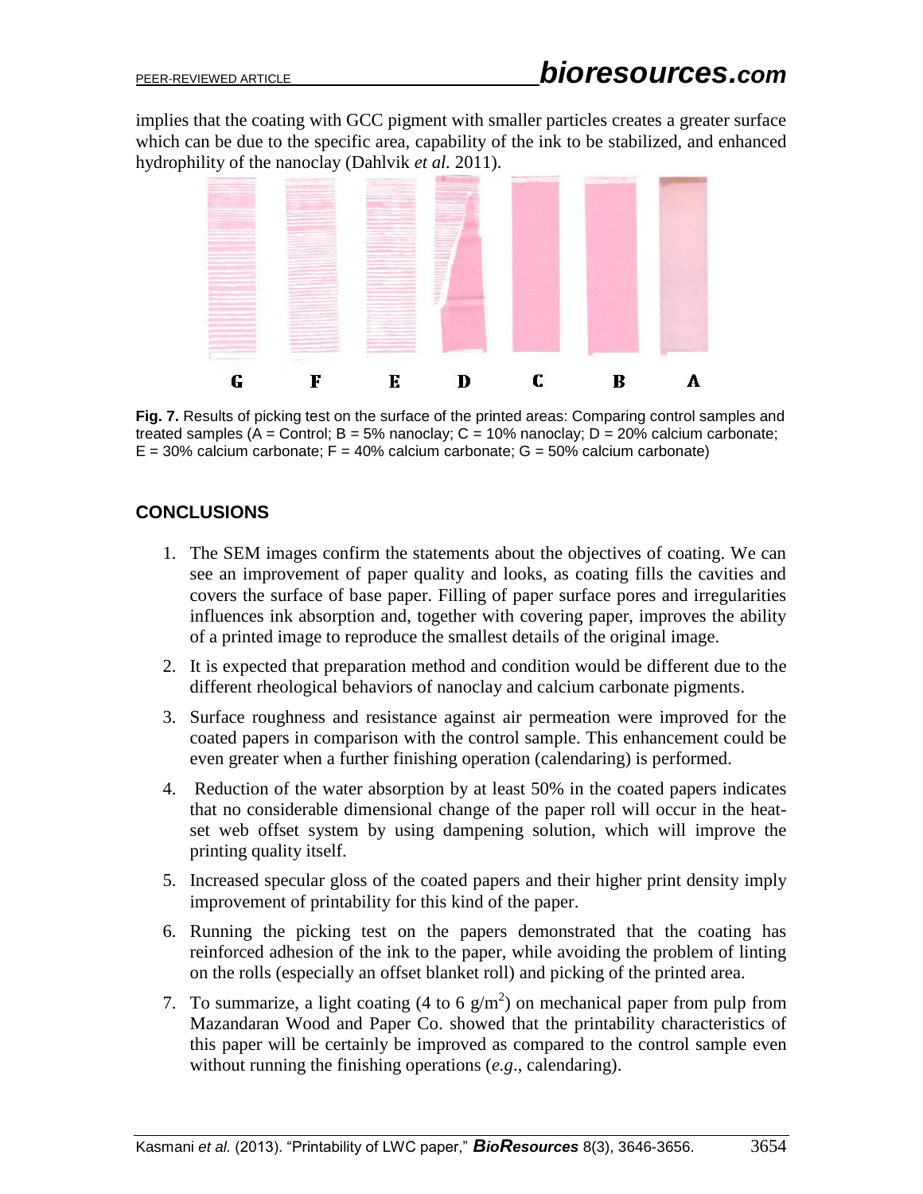implies that the coating with GCC pigment with smaller particles creates a greater surface which can be due to the specific area, capability of the ink to be stabilized, and enhanced hydrophility of the nanoclay (Dahlvik *et al.* 2011).

**Fig. 7.** Results of picking test on the surface of the printed areas: Comparing control samples and treated samples (A = Control; B = 5% nanoclay; C = 10% nanoclay; D = 20% calcium carbonate; E = 30% calcium carbonate; F = 40% calcium carbonate; G = 50% calcium carbonate)

## CONCLUSIONS

1. The SEM images confirm the statements about the objectives of coating. We can see an improvement of paper quality and looks, as coating fills the cavities and covers the surface of base paper. Filling of paper surface pores and irregularities influences ink absorption and, together with covering paper, improves the ability of a printed image to reproduce the smallest details of the original image.
2. It is expected that preparation method and condition would be different due to the different rheological behaviors of nanoclay and calcium carbonate pigments.
3. Surface roughness and resistance against air permeation were improved for the coated papers in comparison with the control sample. This enhancement could be even greater when a further finishing operation (calendaring) is performed.
4. Reduction of the water absorption by at least 50% in the coated papers indicates that no considerable dimensional change of the paper roll will occur in the heat-set web offset system by using dampening solution, which will improve the printing quality itself.
5. Increased specular gloss of the coated papers and their higher print density imply improvement of printability for this kind of the paper.
6. Running the picking test on the papers demonstrated that the coating has reinforced adhesion of the ink to the paper, while avoiding the problem of linting on the rolls (especially an offset blanket roll) and picking of the printed area.
7. To summarize, a light coating (4 to 6 $g/m^2$) on mechanical paper from pulp from Mazandaran Wood and Paper Co. showed that the printability characteristics of this paper will be certainly be improved as compared to the control sample even without running the finishing operations (*e.g.*, calendaring).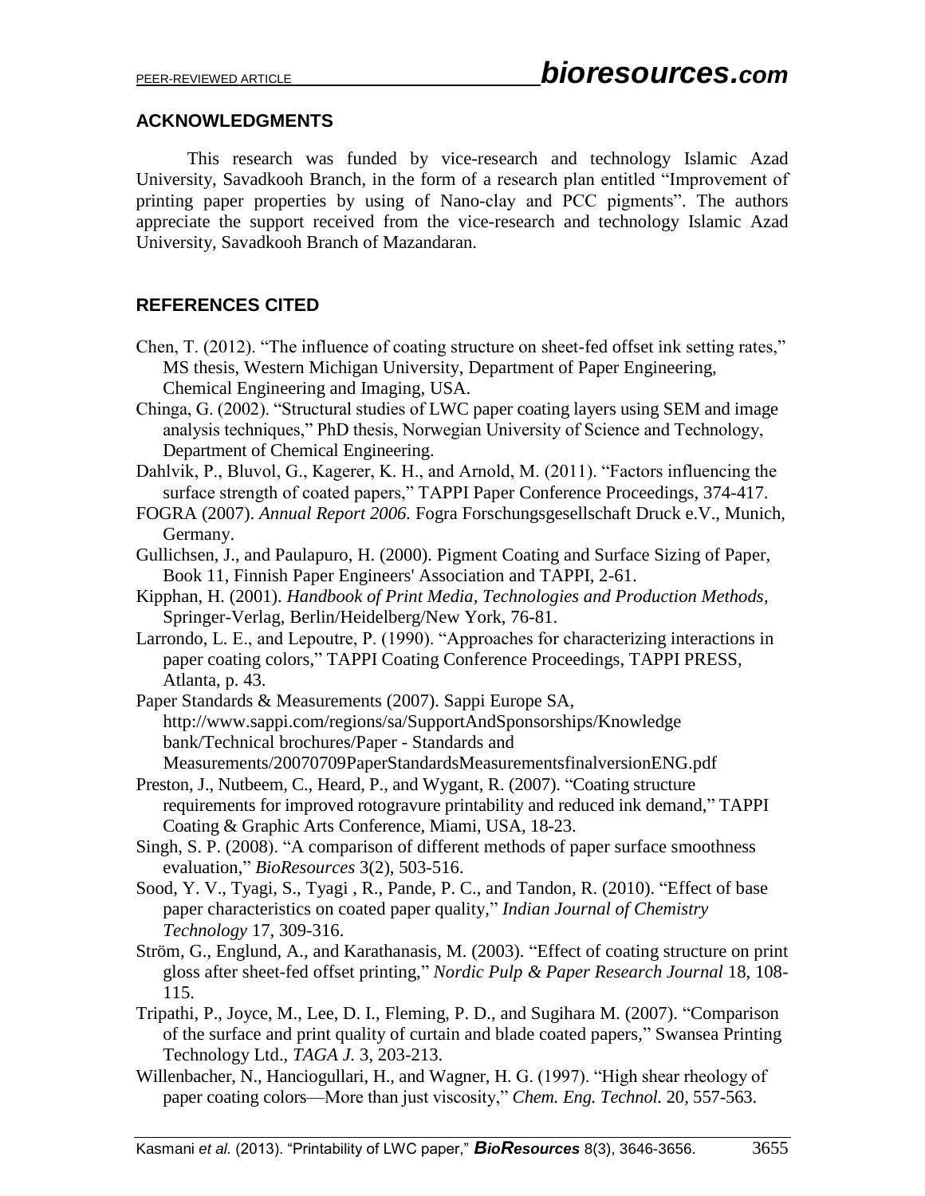## ACKNOWLEDGMENTS

This research was funded by vice-research and technology Islamic Azad University, Savadkooh Branch, in the form of a research plan entitled "Improvement of printing paper properties by using of Nano-clay and PCC pigments". The authors appreciate the support received from the vice-research and technology Islamic Azad University, Savadkooh Branch of Mazandaran.

## REFERENCES CITED

Chen, T. (2012). "The influence of coating structure on sheet-fed offset ink setting rates," MS thesis, Western Michigan University, Department of Paper Engineering, Chemical Engineering and Imaging, USA.

Chinga, G. (2002). "Structural studies of LWC paper coating layers using SEM and image analysis techniques," PhD thesis, Norwegian University of Science and Technology, Department of Chemical Engineering.

Dahlvik, P., Bluvol, G., Kagerer, K. H., and Arnold, M. (2011). "Factors influencing the surface strength of coated papers," TAPPI Paper Conference Proceedings, 374-417.

FOGRA (2007). *Annual Report 2006.* Fogra Forschungsgesellschaft Druck e.V., Munich, Germany.

Gullichsen, J., and Paulapuro, H. (2000). Pigment Coating and Surface Sizing of Paper, Book 11, Finnish Paper Engineers' Association and TAPPI, 2-61.

Kipphan, H. (2001). *Handbook of Print Media, Technologies and Production Methods*, Springer-Verlag, Berlin/Heidelberg/New York, 76-81.

Larrondo, L. E., and Lepoutre, P. (1990). "Approaches for characterizing interactions in paper coating colors," TAPPI Coating Conference Proceedings, TAPPI PRESS, Atlanta, p. 43.

Paper Standards & Measurements (2007). Sappi Europe SA, http://www.sappi.com/regions/sa/SupportAndSponsorships/Knowledge bank/Technical brochures/Paper - Standards and Measurements/20070709PaperStandardsMeasurementsfinalversionENG.pdf

Preston, J., Nutbeem, C., Heard, P., and Wygant, R. (2007). "Coating structure requirements for improved rotogravure printability and reduced ink demand," TAPPI Coating & Graphic Arts Conference, Miami, USA, 18-23.

Singh, S. P. (2008). "A comparison of different methods of paper surface smoothness evaluation," *BioResources* 3(2), 503-516.

Sood, Y. V., Tyagi, S., Tyagi , R., Pande, P. C., and Tandon, R. (2010). "Effect of base paper characteristics on coated paper quality," *Indian Journal of Chemistry Technology* 17, 309-316.

Ström, G., Englund, A., and Karathanasis, M. (2003). "Effect of coating structure on print gloss after sheet-fed offset printing," *Nordic Pulp & Paper Research Journal* 18, 108-115.

Tripathi, P., Joyce, M., Lee, D. I., Fleming, P. D., and Sugihara M. (2007). "Comparison of the surface and print quality of curtain and blade coated papers," Swansea Printing Technology Ltd., *TAGA J.* 3, 203-213.

Willenbacher, N., Hanciogullari, H., and Wagner, H. G. (1997). "High shear rheology of paper coating colors—More than just viscosity," *Chem. Eng. Technol.* 20, 557-563.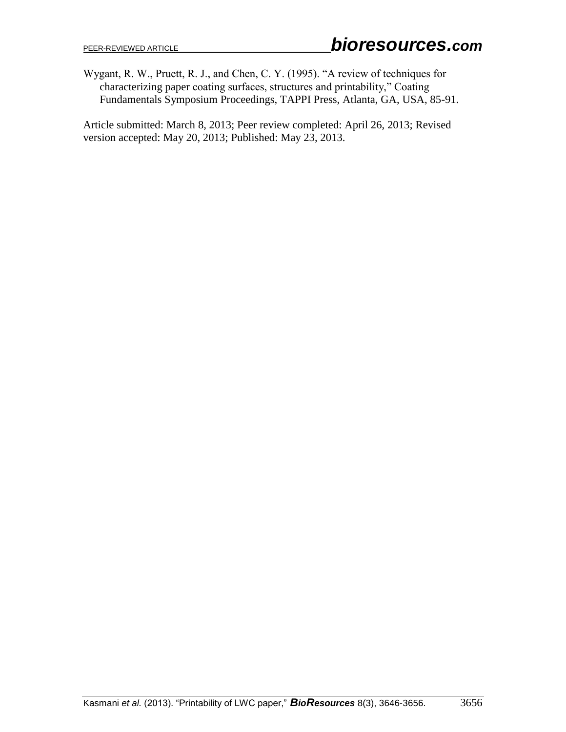Wygant, R. W., Pruett, R. J., and Chen, C. Y. (1995). "A review of techniques for characterizing paper coating surfaces, structures and printability," Coating Fundamentals Symposium Proceedings, TAPPI Press, Atlanta, GA, USA, 85-91.

Article submitted: March 8, 2013; Peer review completed: April 26, 2013; Revised version accepted: May 20, 2013; Published: May 23, 2013.